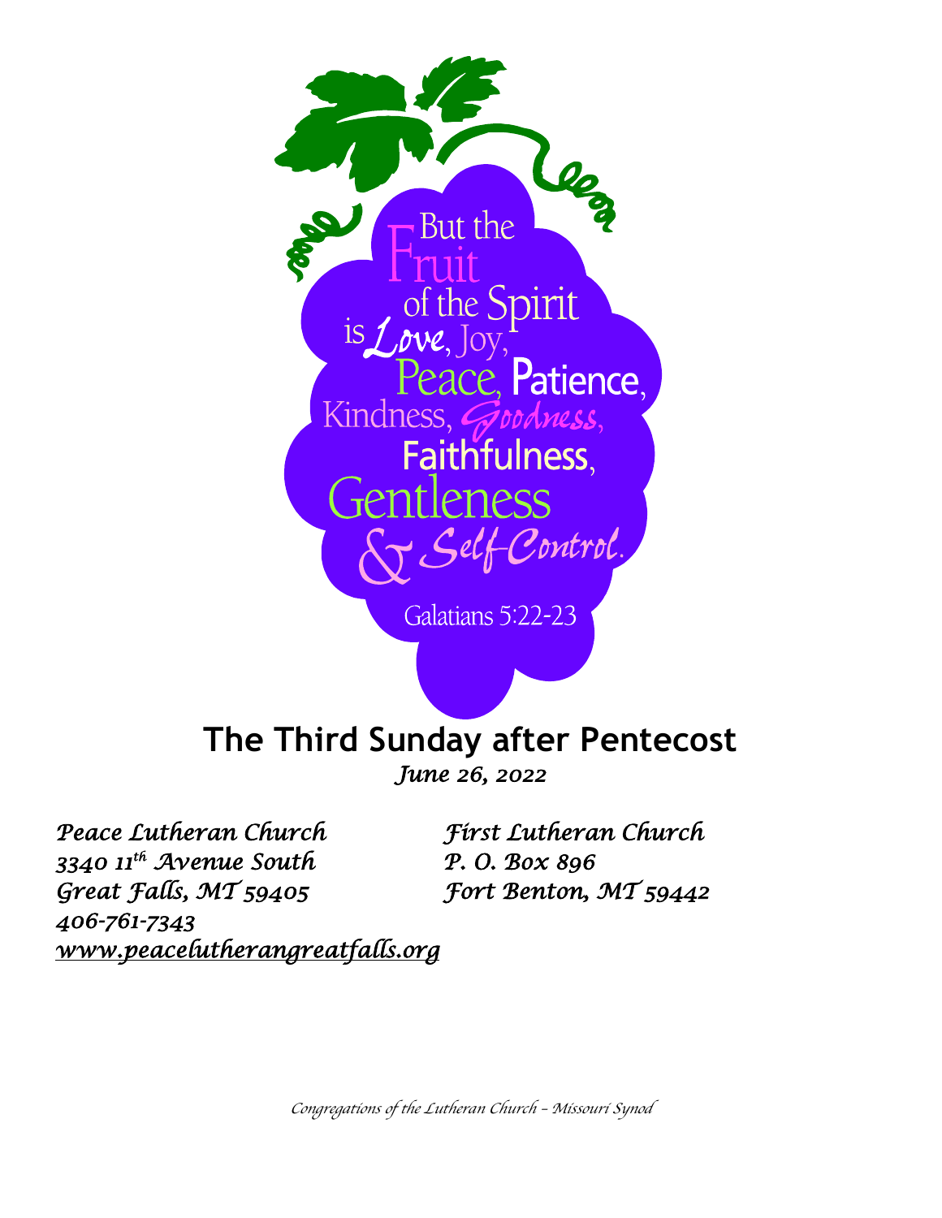But the Fruit of the Spirit is Love, Joy, Peace, Patience, Kindness, Goodness, Faithfulness, Gentleness & Self-Control.

Galatians 5:22-23

# The Third Sunday after Pentecost

*June 26, 2022*

*Peace Lutheran Church*
*3340 11th Avenue South*
*Great Falls, MT 59405*
*406-761-7343*
*www.peacelutherangreatfalls.org*

*First Lutheran Church*
*P. O. Box 896*
*Fort Benton, MT 59442*

*Congregations of the Lutheran Church – Missouri Synod*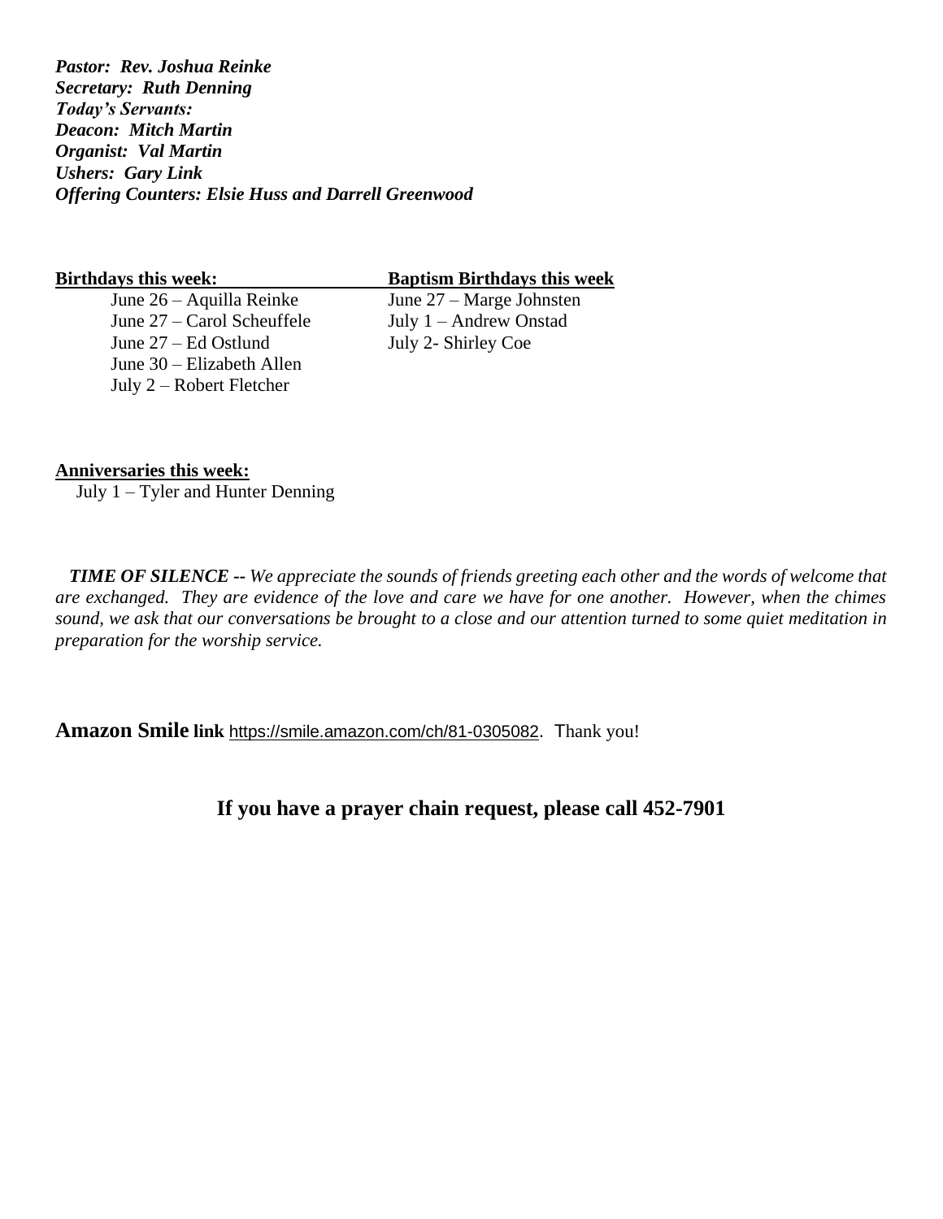***Pastor: Rev. Joshua Reinke***
***Secretary: Ruth Denning***
***Today's Servants:***
***Deacon: Mitch Martin***
***Organist: Val Martin***
***Ushers: Gary Link***
***Offering Counters: Elsie Huss and Darrell Greenwood***

**Birthdays this week:**

June 26 – Aquilla Reinke
June 27 – Carol Scheuffele
June 27 – Ed Ostlund
June 30 – Elizabeth Allen
July 2 – Robert Fletcher

**Baptism Birthdays this week**

June 27 – Marge Johnsten
July 1 – Andrew Onstad
July 2- Shirley Coe

**Anniversaries this week:**

July 1 – Tyler and Hunter Denning

***TIME OF SILENCE --*** *We appreciate the sounds of friends greeting each other and the words of welcome that are exchanged. They are evidence of the love and care we have for one another. However, when the chimes sound, we ask that our conversations be brought to a close and our attention turned to some quiet meditation in preparation for the worship service.*

**Amazon Smile link** https://smile.amazon.com/ch/81-0305082. Thank you!

**If you have a prayer chain request, please call 452-7901**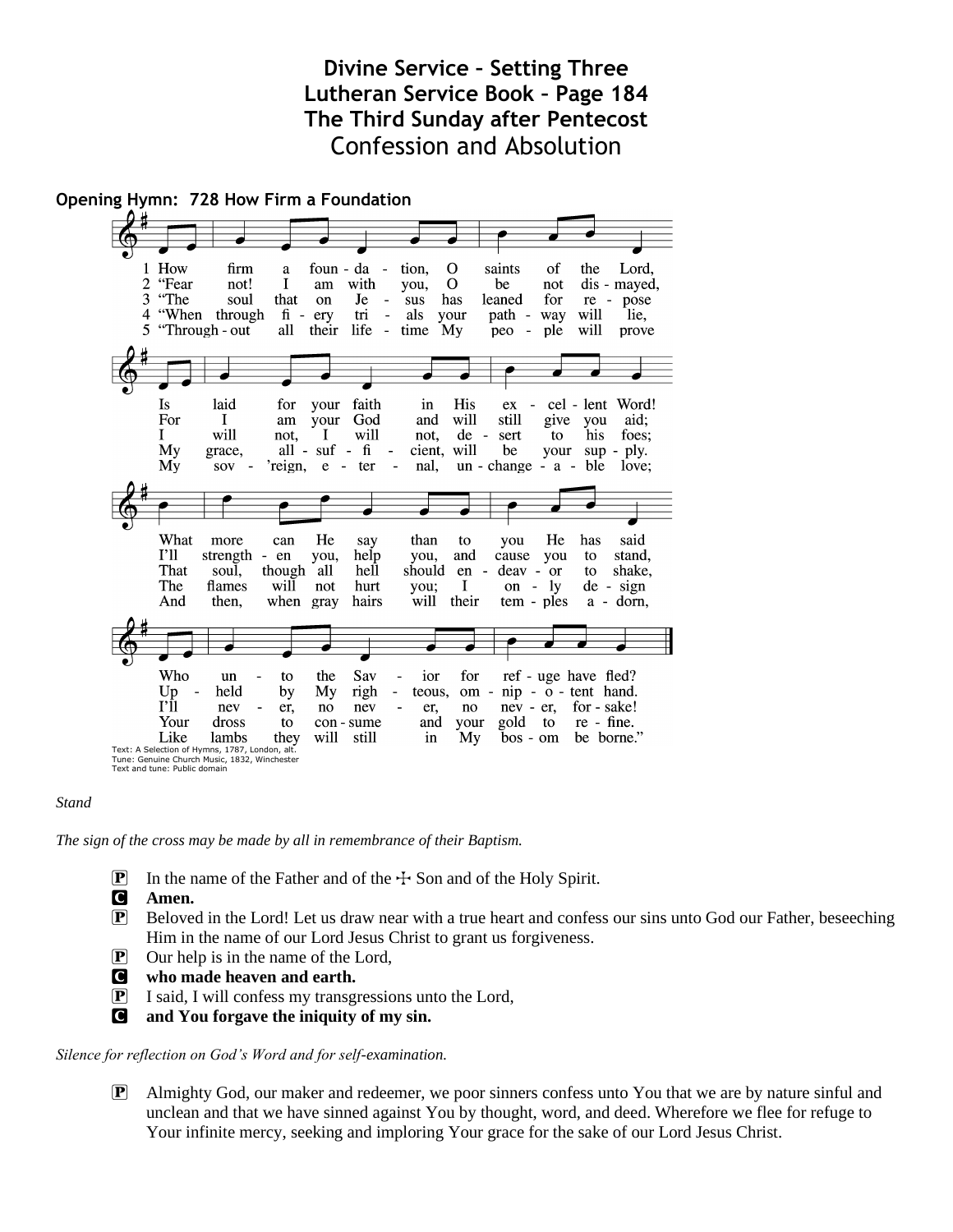# Divine Service – Setting Three
# Lutheran Service Book – Page 184
# The Third Sunday after Pentecost
## Confession and Absolution

**Opening Hymn: 728 How Firm a Foundation**

1 How firm a foundation, O saints of the Lord,
Is laid for your faith in His excellent Word!
What more can He say than to you He has said,
Who unto the Savior for refuge have fled?

2 "Fear not! I am with you, O be not dismayed,
For I am your God and will still give you aid;
I'll strengthen you, help you, and cause you to stand,
Upheld by My righteous, omnipotent hand.

3 "The soul that on Jesus has leaned for repose
I will not, I will not, desert to his foes;
That soul, though all hell should endeavor to shake,
I'll never, no never, no never forsake!

4 "When through fiery trials your pathway will lie,
My grace, all-sufficient, will be your supply.
The flames will not hurt you; I only design
Your dross to consume and your gold to refine.

5 "Throughout all their lifetime My people will prove
My sov'reign, eternal, unchangeable love;
And then, when gray hairs will their temples adorn,
Like lambs they will still in My bosom be borne."

Text: A Selection of Hymns, 1787, London, alt.
Tune: Genuine Church Music, 1832, Winchester
Text and tune: Public domain

*Stand*

*The sign of the cross may be made by all in remembrance of their Baptism.*

P In the name of the Father and of the ☩ Son and of the Holy Spirit.
C **Amen.**
P Beloved in the Lord! Let us draw near with a true heart and confess our sins unto God our Father, beseeching Him in the name of our Lord Jesus Christ to grant us forgiveness.
P Our help is in the name of the Lord,
C **who made heaven and earth.**
P I said, I will confess my transgressions unto the Lord,
C **and You forgave the iniquity of my sin.**

*Silence for reflection on God's Word and for self-examination.*

P Almighty God, our maker and redeemer, we poor sinners confess unto You that we are by nature sinful and unclean and that we have sinned against You by thought, word, and deed. Wherefore we flee for refuge to Your infinite mercy, seeking and imploring Your grace for the sake of our Lord Jesus Christ.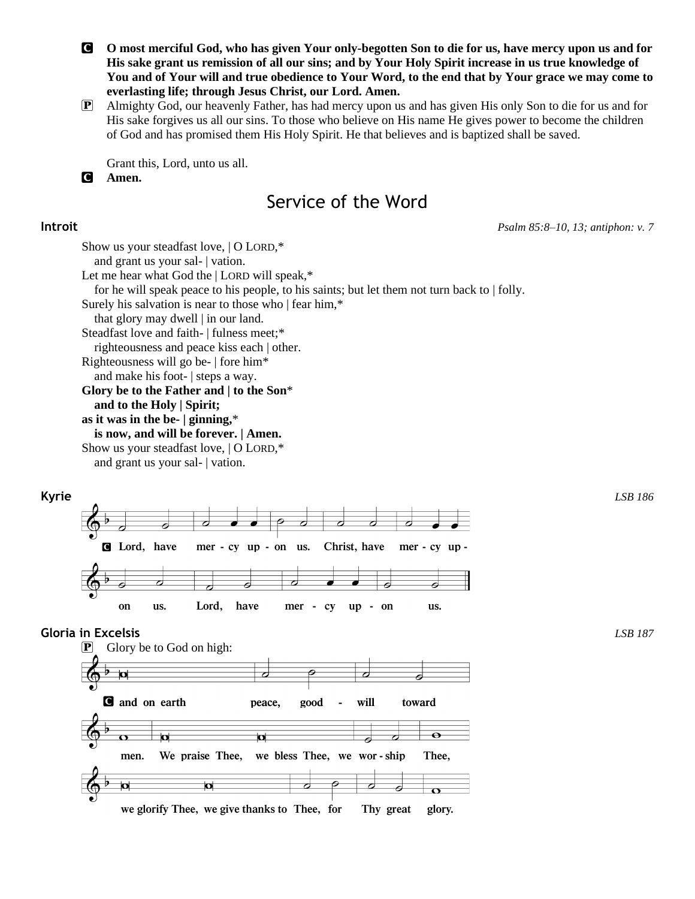**C** **O most merciful God, who has given Your only-begotten Son to die for us, have mercy upon us and for His sake grant us remission of all our sins; and by Your Holy Spirit increase in us true knowledge of You and of Your will and true obedience to Your Word, to the end that by Your grace we may come to everlasting life; through Jesus Christ, our Lord. Amen.**

**P** Almighty God, our heavenly Father, has had mercy upon us and has given His only Son to die for us and for His sake forgives us all our sins. To those who believe on His name He gives power to become the children of God and has promised them His Holy Spirit. He that believes and is baptized shall be saved.

Grant this, Lord, unto us all.

**C** **Amen.**

# Service of the Word

## Introit

*Psalm 85:8–10, 13; antiphon: v. 7*

Show us your steadfast love, | O LORD,*
and grant us your sal- | vation.
Let me hear what God the | LORD will speak,*
for he will speak peace to his people, to his saints; but let them not turn back to | folly.
Surely his salvation is near to those who | fear him,*
that glory may dwell | in our land.
Steadfast love and faith- | fulness meet;*
righteousness and peace kiss each | other.
Righteousness will go be- | fore him*
and make his foot- | steps a way.
**Glory be to the Father and | to the Son***
**and to the Holy | Spirit;**
**as it was in the be- | ginning,***
**is now, and will be forever. | Amen.**
Show us your steadfast love, | O LORD,*
and grant us your sal- | vation.

## Kyrie

*LSB 186*

**C** **Lord, have mercy upon us. Christ, have mercy upon us. Lord, have mercy upon us.**

## Gloria in Excelsis

*LSB 187*

**P** Glory be to God on high:

**C** **and on earth peace, good-will toward men. We praise Thee, we bless Thee, we worship Thee, we glorify Thee, we give thanks to Thee, for Thy great glory.**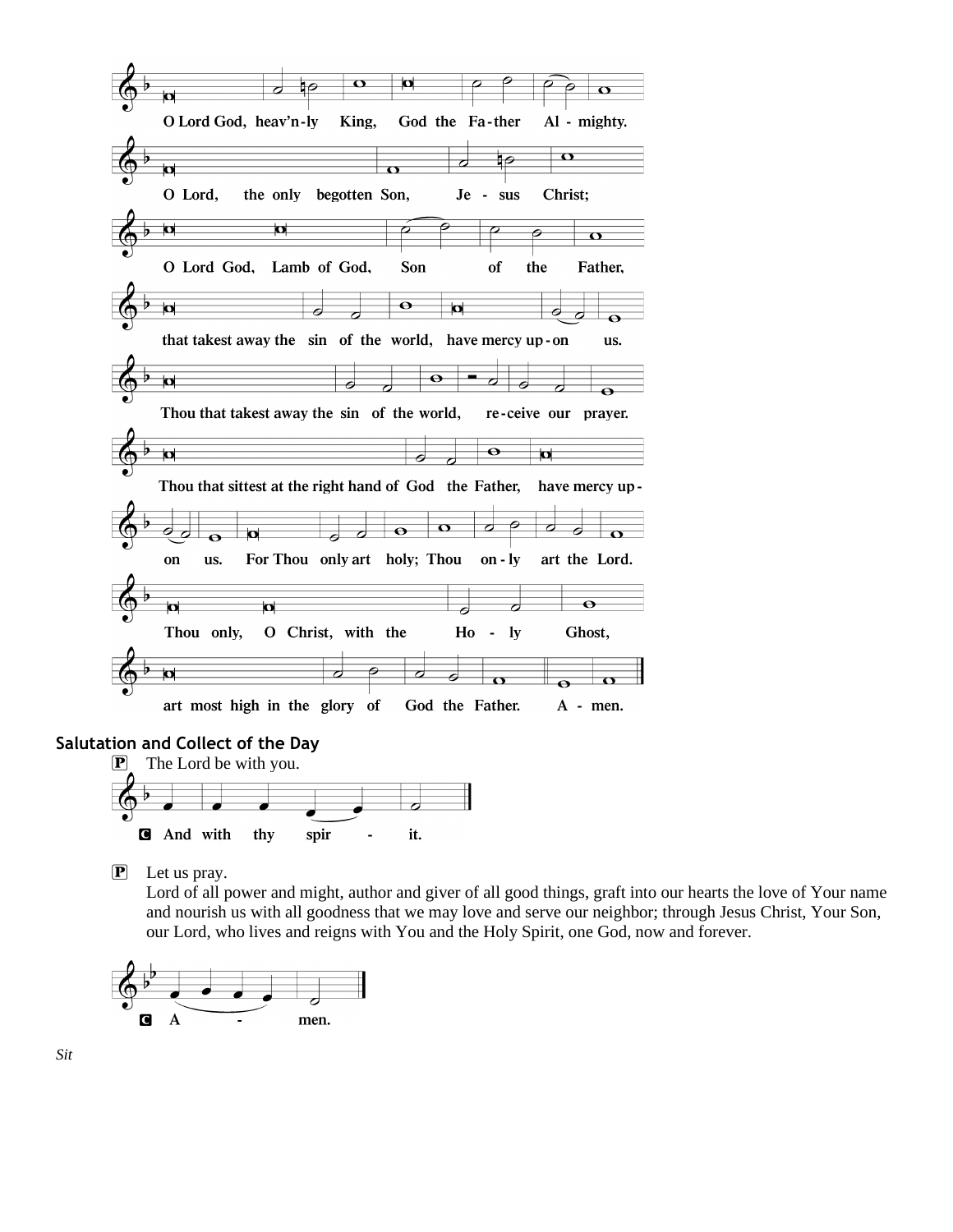O Lord God, heav'n-ly King, God the Fa-ther Al - mighty.

O Lord, the only begotten Son, Je - sus Christ;

O Lord God, Lamb of God, Son of the Father,

that takest away the sin of the world, have mercy up-on us.

Thou that takest away the sin of the world, re-ceive our prayer.

Thou that sittest at the right hand of God the Father, have mercy up-on us.

For Thou only art holy; Thou on-ly art the Lord.

Thou only, O Christ, with the Ho - ly Ghost,

art most high in the glory of God the Father. A - men.

## Salutation and Collect of the Day

**P** The Lord be with you.

**C** And with thy spir - it.

**P** Let us pray.
Lord of all power and might, author and giver of all good things, graft into our hearts the love of Your name and nourish us with all goodness that we may love and serve our neighbor; through Jesus Christ, Your Son, our Lord, who lives and reigns with You and the Holy Spirit, one God, now and forever.

**C** A - men.

*Sit*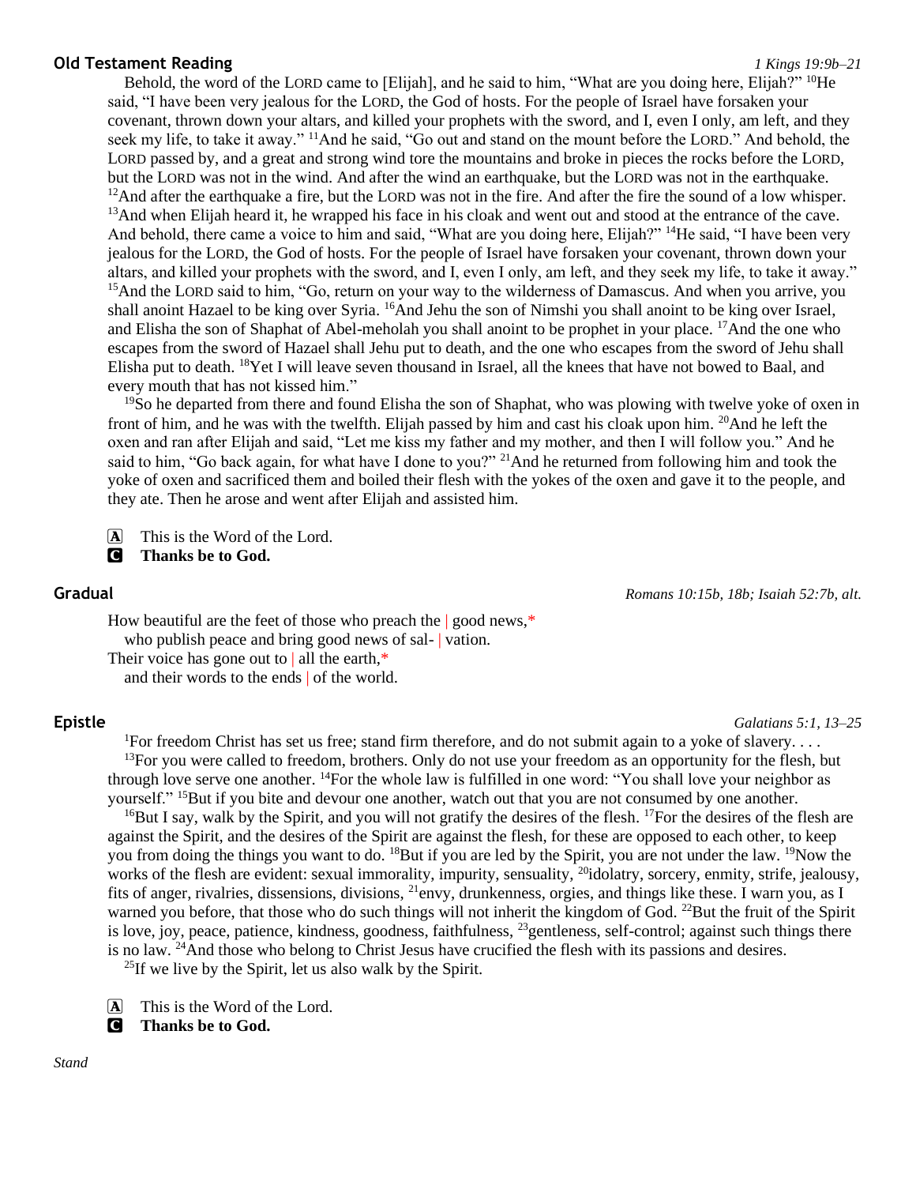## Old Testament Reading

*1 Kings 19:9b–21*

Behold, the word of the LORD came to [Elijah], and he said to him, "What are you doing here, Elijah?" [10]He said, "I have been very jealous for the LORD, the God of hosts. For the people of Israel have forsaken your covenant, thrown down your altars, and killed your prophets with the sword, and I, even I only, am left, and they seek my life, to take it away." [11]And he said, "Go out and stand on the mount before the LORD." And behold, the LORD passed by, and a great and strong wind tore the mountains and broke in pieces the rocks before the LORD, but the LORD was not in the wind. And after the wind an earthquake, but the LORD was not in the earthquake. [12]And after the earthquake a fire, but the LORD was not in the fire. And after the fire the sound of a low whisper. [13]And when Elijah heard it, he wrapped his face in his cloak and went out and stood at the entrance of the cave. And behold, there came a voice to him and said, "What are you doing here, Elijah?" [14]He said, "I have been very jealous for the LORD, the God of hosts. For the people of Israel have forsaken your covenant, thrown down your altars, and killed your prophets with the sword, and I, even I only, am left, and they seek my life, to take it away." [15]And the LORD said to him, "Go, return on your way to the wilderness of Damascus. And when you arrive, you shall anoint Hazael to be king over Syria. [16]And Jehu the son of Nimshi you shall anoint to be king over Israel, and Elisha the son of Shaphat of Abel-meholah you shall anoint to be prophet in your place. [17]And the one who escapes from the sword of Hazael shall Jehu put to death, and the one who escapes from the sword of Jehu shall Elisha put to death. [18]Yet I will leave seven thousand in Israel, all the knees that have not bowed to Baal, and every mouth that has not kissed him."

[19]So he departed from there and found Elisha the son of Shaphat, who was plowing with twelve yoke of oxen in front of him, and he was with the twelfth. Elijah passed by him and cast his cloak upon him. [20]And he left the oxen and ran after Elijah and said, "Let me kiss my father and my mother, and then I will follow you." And he said to him, "Go back again, for what have I done to you?" [21]And he returned from following him and took the yoke of oxen and sacrificed them and boiled their flesh with the yokes of the oxen and gave it to the people, and they ate. Then he arose and went after Elijah and assisted him.

A This is the Word of the Lord.
C **Thanks be to God.**

## Gradual

*Romans 10:15b, 18b; Isaiah 52:7b, alt.*

How beautiful are the feet of those who preach the | good news,*
who publish peace and bring good news of sal- | vation.
Their voice has gone out to | all the earth,*
and their words to the ends | of the world.

## Epistle

*Galatians 5:1, 13–25*

[1]For freedom Christ has set us free; stand firm therefore, and do not submit again to a yoke of slavery. . . .
[13]For you were called to freedom, brothers. Only do not use your freedom as an opportunity for the flesh, but through love serve one another. [14]For the whole law is fulfilled in one word: "You shall love your neighbor as yourself." [15]But if you bite and devour one another, watch out that you are not consumed by one another.

[16]But I say, walk by the Spirit, and you will not gratify the desires of the flesh. [17]For the desires of the flesh are against the Spirit, and the desires of the Spirit are against the flesh, for these are opposed to each other, to keep you from doing the things you want to do. [18]But if you are led by the Spirit, you are not under the law. [19]Now the works of the flesh are evident: sexual immorality, impurity, sensuality, [20]idolatry, sorcery, enmity, strife, jealousy, fits of anger, rivalries, dissensions, divisions, [21]envy, drunkenness, orgies, and things like these. I warn you, as I warned you before, that those who do such things will not inherit the kingdom of God. [22]But the fruit of the Spirit is love, joy, peace, patience, kindness, goodness, faithfulness, [23]gentleness, self-control; against such things there is no law. [24]And those who belong to Christ Jesus have crucified the flesh with its passions and desires.

[25]If we live by the Spirit, let us also walk by the Spirit.

A This is the Word of the Lord.
C **Thanks be to God.**

*Stand*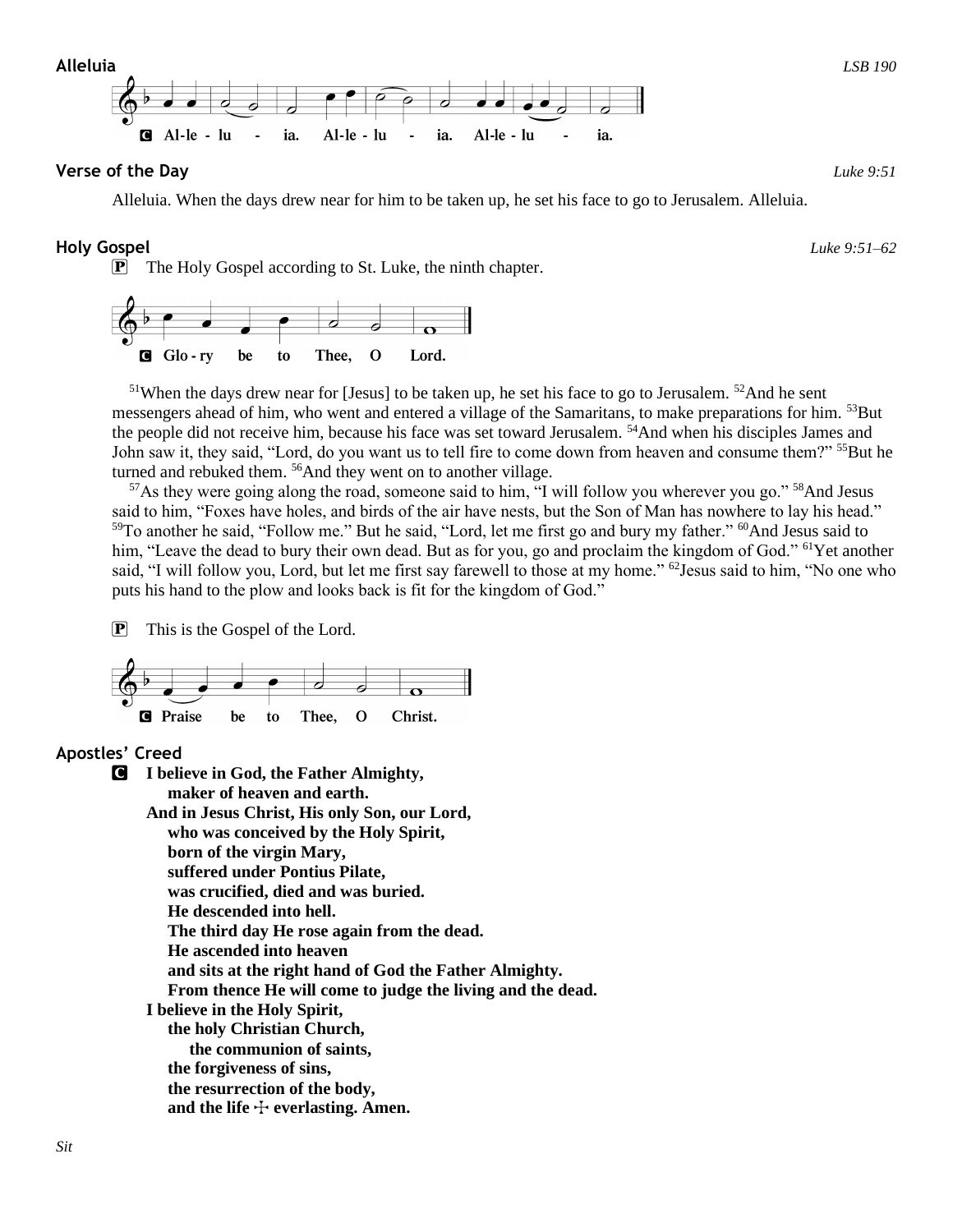**Alleluia** *LSB 190*

C Al-le - lu - ia. Al-le - lu - ia. Al-le - lu - ia.

**Verse of the Day** *Luke 9:51*

Alleluia. When the days drew near for him to be taken up, he set his face to go to Jerusalem. Alleluia.

**Holy Gospel** *Luke 9:51–62*

P The Holy Gospel according to St. Luke, the ninth chapter.

C Glo - ry be to Thee, O Lord.

[51]When the days drew near for [Jesus] to be taken up, he set his face to go to Jerusalem. [52]And he sent messengers ahead of him, who went and entered a village of the Samaritans, to make preparations for him. [53]But the people did not receive him, because his face was set toward Jerusalem. [54]And when his disciples James and John saw it, they said, "Lord, do you want us to tell fire to come down from heaven and consume them?" [55]But he turned and rebuked them. [56]And they went on to another village.

[57]As they were going along the road, someone said to him, "I will follow you wherever you go." [58]And Jesus said to him, "Foxes have holes, and birds of the air have nests, but the Son of Man has nowhere to lay his head." [59]To another he said, "Follow me." But he said, "Lord, let me first go and bury my father." [60]And Jesus said to him, "Leave the dead to bury their own dead. But as for you, go and proclaim the kingdom of God." [61]Yet another said, "I will follow you, Lord, but let me first say farewell to those at my home." [62]Jesus said to him, "No one who puts his hand to the plow and looks back is fit for the kingdom of God."

P This is the Gospel of the Lord.

C Praise be to Thee, O Christ.

**Apostles' Creed**

C **I believe in God, the Father Almighty,**
**maker of heaven and earth.**
**And in Jesus Christ, His only Son, our Lord,**
**who was conceived by the Holy Spirit,**
**born of the virgin Mary,**
**suffered under Pontius Pilate,**
**was crucified, died and was buried.**
**He descended into hell.**
**The third day He rose again from the dead.**
**He ascended into heaven**
**and sits at the right hand of God the Father Almighty.**
**From thence He will come to judge the living and the dead.**
**I believe in the Holy Spirit,**
**the holy Christian Church,**
**the communion of saints,**
**the forgiveness of sins,**
**the resurrection of the body,**
**and the life ☩ everlasting. Amen.**

*Sit*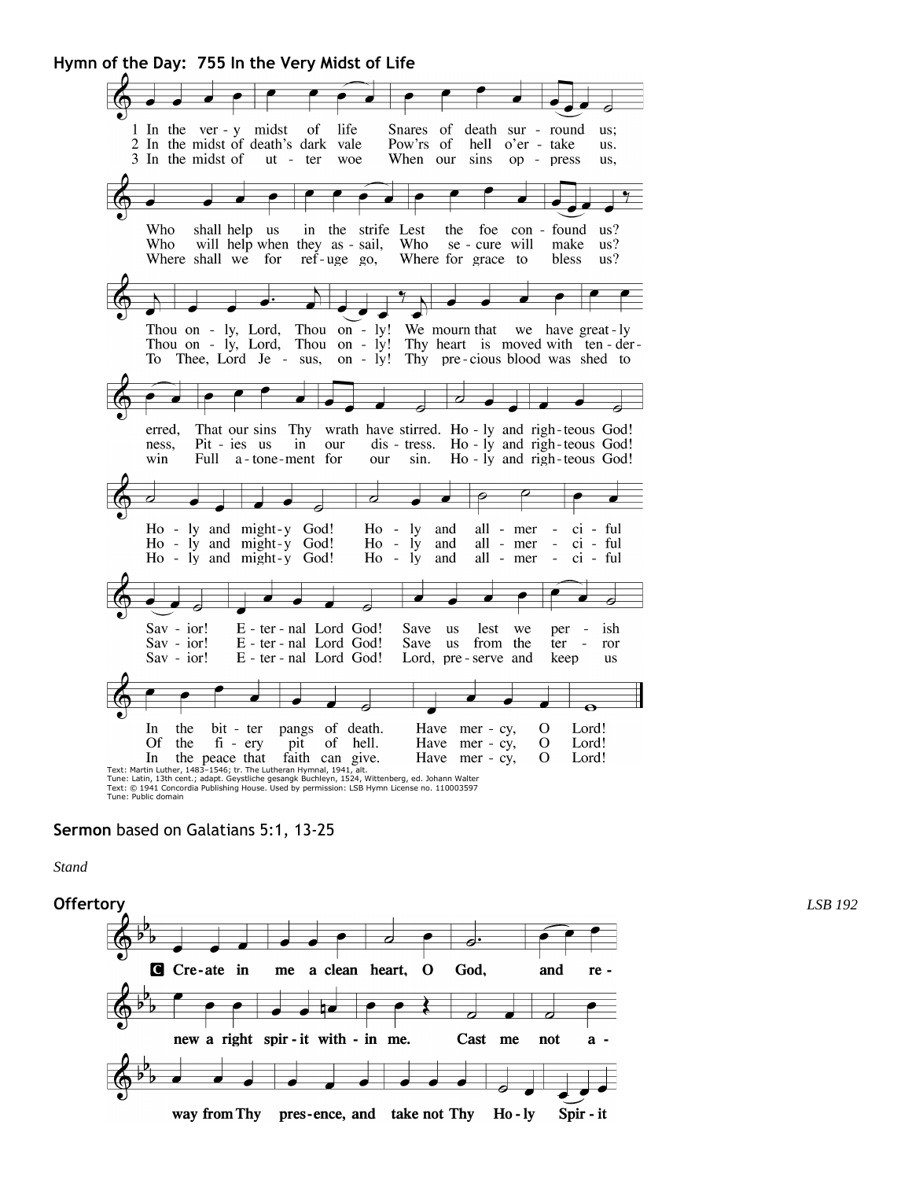**Hymn of the Day: 755 In the Very Midst of Life**

1 In the very midst of life Snares of death surround us; Who shall help us in the strife Lest the foe confound us? Thou only, Lord, Thou only! We mourn that we have greatly erred, That our sins Thy wrath have stirred. Holy and righteous God! Holy and mighty God! Holy and all-merciful Savior! Eternal Lord God! Save us lest we perish In the bitter pangs of death. Have mercy, O Lord!

2 In the midst of death's dark vale Pow'rs of hell o'ertake us. Who will help when they assail, Who secure will make us? Thou only, Lord, Thou only! Thy heart is moved with tenderness, Pities us in our distress. Holy and righteous God! Holy and mighty God! Holy and all-merciful Savior! Eternal Lord God! Save us from the terror Of the fiery pit of hell. Have mercy, O Lord!

3 In the midst of utter woe When our sins oppress us, Where shall we for refuge go, Where for grace to bless us? To Thee, Lord Jesus, only! Thy precious blood was shed to win Full atonement for our sin. Holy and righteous God! Holy and mighty God! Holy and all-merciful Savior! Eternal Lord God! Lord, preserve and keep us In the peace that faith can give. Have mercy, O Lord!

Text: Martin Luther, 1483–1546; tr. The Lutheran Hymnal, 1941, alt.
Tune: Latin, 13th cent.; adapt. Geystliche gesangk Buchleyn, 1524, Wittenberg, ed. Johann Walter
Text: © 1941 Concordia Publishing House. Used by permission: LSB Hymn License no. 110003597
Tune: Public domain

**Sermon** based on Galatians 5:1, 13-25

*Stand*

**Offertory** *LSB 192*

**C** **Create in me a clean heart, O God, and renew a right spirit within me. Cast me not away from Thy presence, and take not Thy Holy Spirit**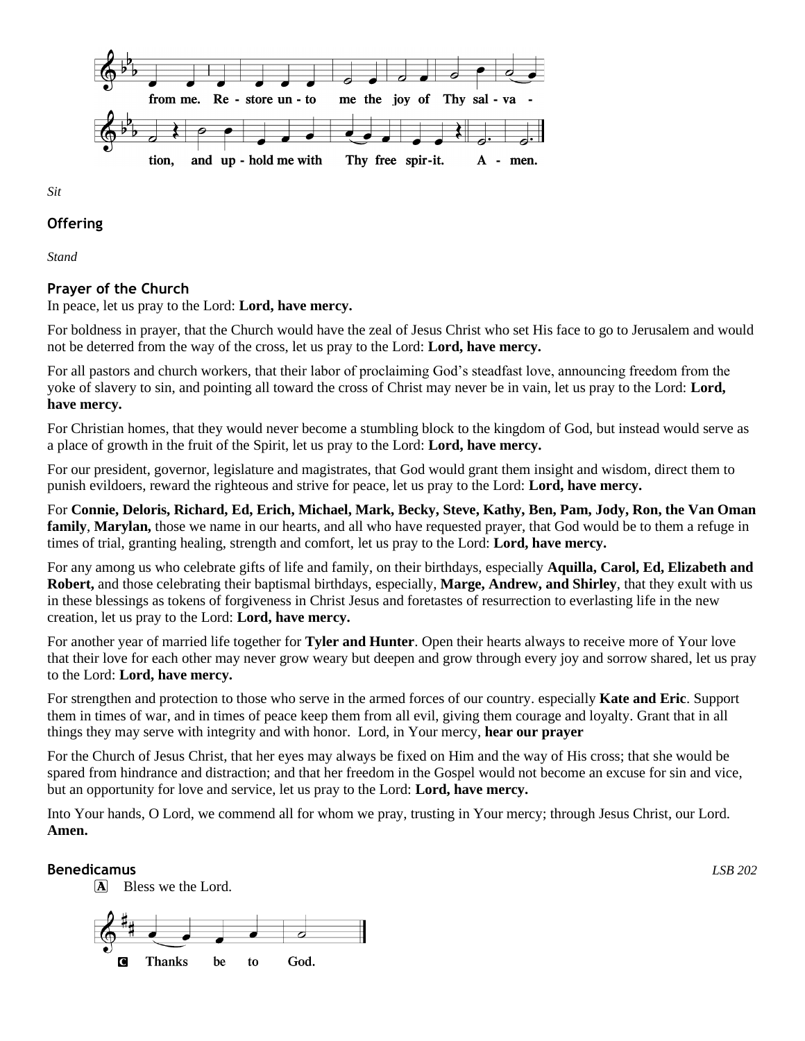from me. Re - store un - to me the joy of Thy sal - va - tion, and up - hold me with Thy free spir-it. A - men.

*Sit*

## Offering

*Stand*

## Prayer of the Church

In peace, let us pray to the Lord: **Lord, have mercy.**

For boldness in prayer, that the Church would have the zeal of Jesus Christ who set His face to go to Jerusalem and would not be deterred from the way of the cross, let us pray to the Lord: **Lord, have mercy.**

For all pastors and church workers, that their labor of proclaiming God's steadfast love, announcing freedom from the yoke of slavery to sin, and pointing all toward the cross of Christ may never be in vain, let us pray to the Lord: **Lord, have mercy.**

For Christian homes, that they would never become a stumbling block to the kingdom of God, but instead would serve as a place of growth in the fruit of the Spirit, let us pray to the Lord: **Lord, have mercy.**

For our president, governor, legislature and magistrates, that God would grant them insight and wisdom, direct them to punish evildoers, reward the righteous and strive for peace, let us pray to the Lord: **Lord, have mercy.**

For **Connie, Deloris, Richard, Ed, Erich, Michael, Mark, Becky, Steve, Kathy, Ben, Pam, Jody, Ron, the Van Oman family**, **Marylan,** those we name in our hearts, and all who have requested prayer, that God would be to them a refuge in times of trial, granting healing, strength and comfort, let us pray to the Lord: **Lord, have mercy.**

For any among us who celebrate gifts of life and family, on their birthdays, especially **Aquilla, Carol, Ed, Elizabeth and Robert,** and those celebrating their baptismal birthdays, especially, **Marge, Andrew, and Shirley**, that they exult with us in these blessings as tokens of forgiveness in Christ Jesus and foretastes of resurrection to everlasting life in the new creation, let us pray to the Lord: **Lord, have mercy.**

For another year of married life together for **Tyler and Hunter**. Open their hearts always to receive more of Your love that their love for each other may never grow weary but deepen and grow through every joy and sorrow shared, let us pray to the Lord: **Lord, have mercy.**

For strengthen and protection to those who serve in the armed forces of our country. especially **Kate and Eric**. Support them in times of war, and in times of peace keep them from all evil, giving them courage and loyalty. Grant that in all things they may serve with integrity and with honor. Lord, in Your mercy, **hear our prayer**

For the Church of Jesus Christ, that her eyes may always be fixed on Him and the way of His cross; that she would be spared from hindrance and distraction; and that her freedom in the Gospel would not become an excuse for sin and vice, but an opportunity for love and service, let us pray to the Lord: **Lord, have mercy.**

Into Your hands, O Lord, we commend all for whom we pray, trusting in Your mercy; through Jesus Christ, our Lord. **Amen.**

## Benedicamus

*LSB 202*

A Bless we the Lord.

C **Thanks be to God.**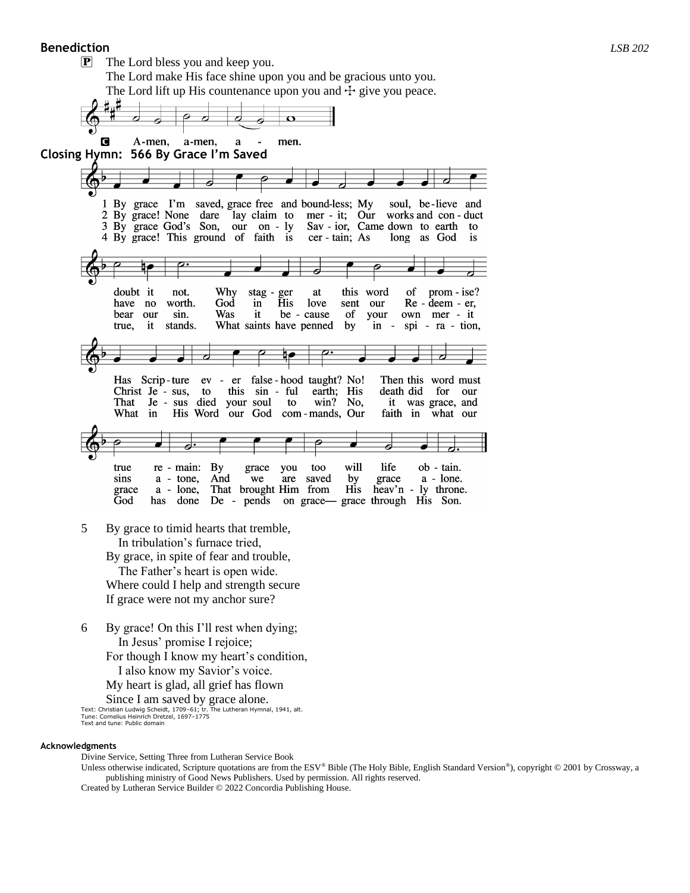**Benediction** *LSB 202*

P The Lord bless you and keep you.
The Lord make His face shine upon you and be gracious unto you.
The Lord lift up His countenance upon you and ☩ give you peace.

C A-men, a-men, a - men.

**Closing Hymn: 566 By Grace I'm Saved**

1 By grace I'm saved, grace free and bound-less; My soul, be-lieve and doubt it not. Why stag-ger at this word of prom-ise? Has Scrip-ture ev-er false-hood taught? No! Then this word must true re-main: By grace you too will life ob-tain.

2 By grace! None dare lay claim to mer-it; Our works and con-duct have no worth. God in His love sent our Re-deem-er, Christ Je-sus, to this sin-ful earth; His death did for our sins a-tone, And we are saved by grace a-lone.

3 By grace God's Son, our on-ly Sav-ior, Came down to earth to bear our sin. Was it be-cause of your own mer-it That Je-sus died your soul to win? No, it was grace, and grace a-lone, That brought Him from His heav'n-ly throne.

4 By grace! This ground of faith is cer-tain; As long as God is true, it stands. What saints have penned by in-spi-ra-tion, What in His Word our God com-mands, Our faith in what our God has done De-pends on grace— grace through His Son.

5 By grace to timid hearts that tremble,
In tribulation's furnace tried,
By grace, in spite of fear and trouble,
The Father's heart is open wide.
Where could I help and strength secure
If grace were not my anchor sure?

6 By grace! On this I'll rest when dying;
In Jesus' promise I rejoice;
For though I know my heart's condition,
I also know my Savior's voice.
My heart is glad, all grief has flown
Since I am saved by grace alone.

Text: Christian Ludwig Scheidt, 1709–61; tr. The Lutheran Hymnal, 1941, alt.
Tune: Cornelius Heinrich Dretzel, 1697–1775
Text and tune: Public domain

**Acknowledgments**

Divine Service, Setting Three from Lutheran Service Book

Unless otherwise indicated, Scripture quotations are from the ESV® Bible (The Holy Bible, English Standard Version®), copyright © 2001 by Crossway, a publishing ministry of Good News Publishers. Used by permission. All rights reserved.

Created by Lutheran Service Builder © 2022 Concordia Publishing House.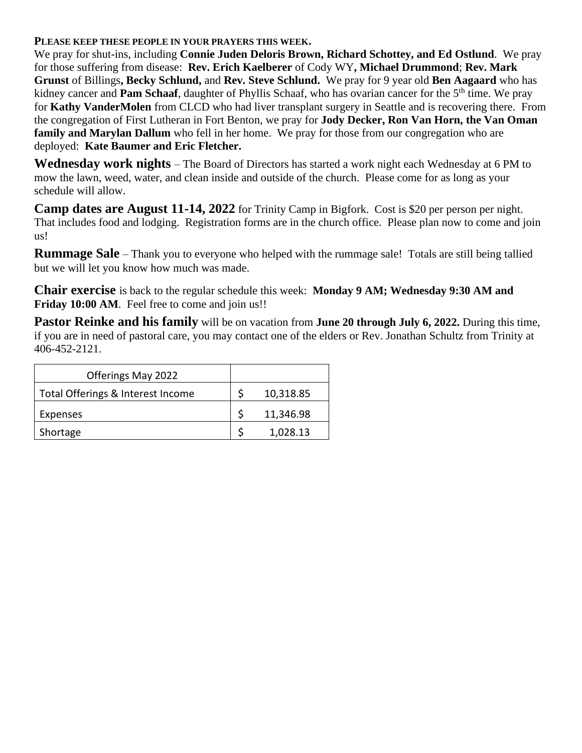**PLEASE KEEP THESE PEOPLE IN YOUR PRAYERS THIS WEEK.**

We pray for shut-ins, including **Connie Juden Deloris Brown, Richard Schottey, and Ed Ostlund**. We pray for those suffering from disease: **Rev. Erich Kaelberer** of Cody WY**, Michael Drummond**; **Rev. Mark Grunst** of Billings**, Becky Schlund,** and **Rev. Steve Schlund.** We pray for 9 year old **Ben Aagaard** who has kidney cancer and **Pam Schaaf**, daughter of Phyllis Schaaf, who has ovarian cancer for the 5th time. We pray for **Kathy VanderMolen** from CLCD who had liver transplant surgery in Seattle and is recovering there. From the congregation of First Lutheran in Fort Benton, we pray for **Jody Decker, Ron Van Horn, the Van Oman family and Marylan Dallum** who fell in her home. We pray for those from our congregation who are deployed: **Kate Baumer and Eric Fletcher.**

**Wednesday work nights** – The Board of Directors has started a work night each Wednesday at 6 PM to mow the lawn, weed, water, and clean inside and outside of the church. Please come for as long as your schedule will allow.

**Camp dates are August 11-14, 2022** for Trinity Camp in Bigfork. Cost is $20 per person per night. That includes food and lodging. Registration forms are in the church office. Please plan now to come and join us!

**Rummage Sale** – Thank you to everyone who helped with the rummage sale! Totals are still being tallied but we will let you know how much was made.

**Chair exercise** is back to the regular schedule this week: **Monday 9 AM; Wednesday 9:30 AM and Friday 10:00 AM**. Feel free to come and join us!!

**Pastor Reinke and his family** will be on vacation from **June 20 through July 6, 2022.** During this time, if you are in need of pastoral care, you may contact one of the elders or Rev. Jonathan Schultz from Trinity at 406-452-2121.

| Offerings May 2022 | |
|---|---|
| Total Offerings & Interest Income | $ 10,318.85 |
| Expenses | $ 11,346.98 |
| Shortage | $ 1,028.13 |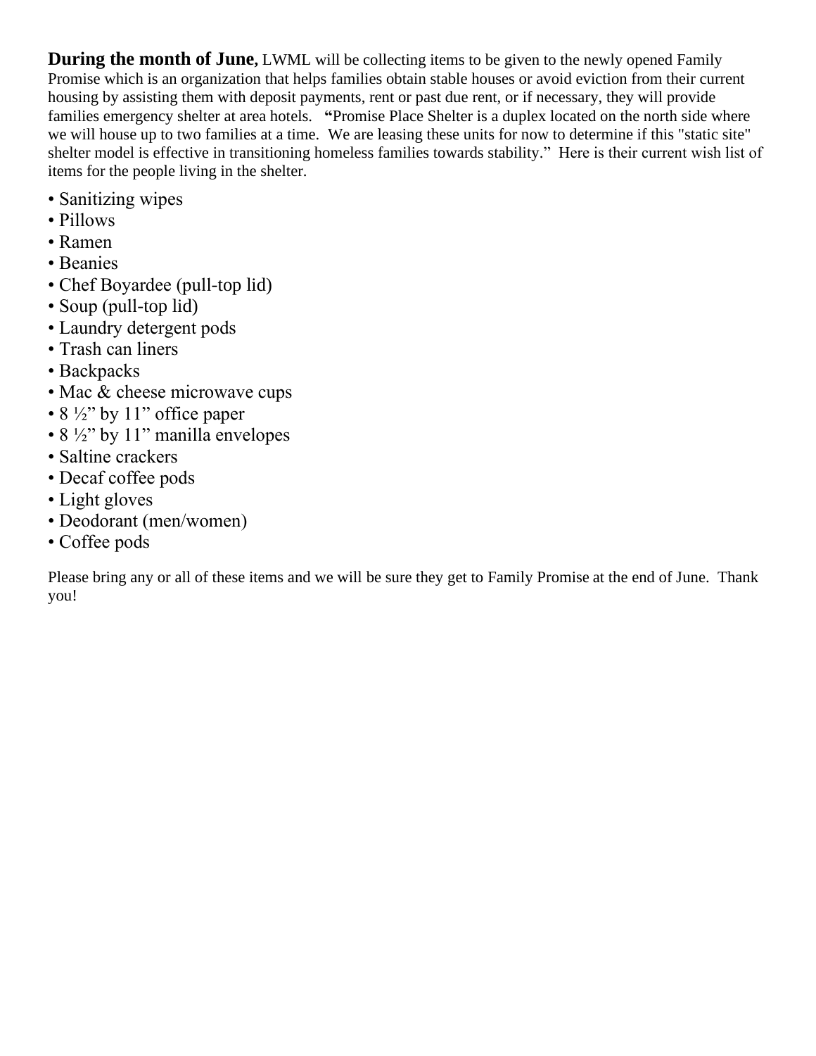**During the month of June,** LWML will be collecting items to be given to the newly opened Family Promise which is an organization that helps families obtain stable houses or avoid eviction from their current housing by assisting them with deposit payments, rent or past due rent, or if necessary, they will provide families emergency shelter at area hotels. **"**Promise Place Shelter is a duplex located on the north side where we will house up to two families at a time. We are leasing these units for now to determine if this "static site" shelter model is effective in transitioning homeless families towards stability." Here is their current wish list of items for the people living in the shelter.

- Sanitizing wipes
- Pillows
- Ramen
- Beanies
- Chef Boyardee (pull-top lid)
- Soup (pull-top lid)
- Laundry detergent pods
- Trash can liners
- Backpacks
- Mac & cheese microwave cups
- 8 ½" by 11" office paper
- 8 ½" by 11" manilla envelopes
- Saltine crackers
- Decaf coffee pods
- Light gloves
- Deodorant (men/women)
- Coffee pods

Please bring any or all of these items and we will be sure they get to Family Promise at the end of June. Thank you!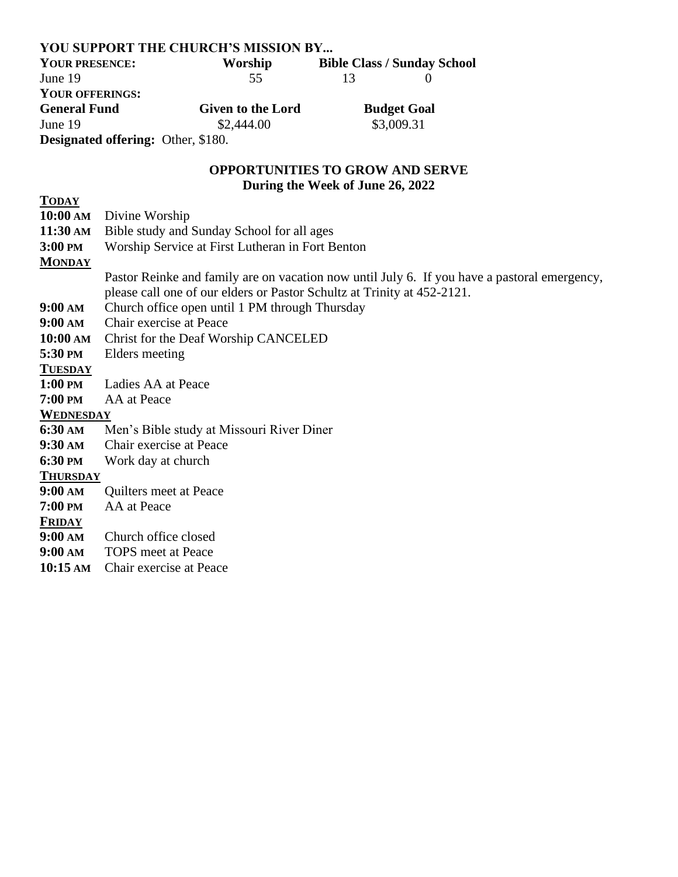## YOU SUPPORT THE CHURCH'S MISSION BY...

| YOUR PRESENCE: | Worship | Bible Class / Sunday School | |
|---|---|---|---|
| June 19 | 55 | 13 | 0 |

**YOUR OFFERINGS:**

| General Fund | Given to the Lord | Budget Goal |
|---|---|---|
| June 19 | $2,444.00 | $3,009.31 |

**Designated offering:** Other, $180.

## OPPORTUNITIES TO GROW AND SERVE
### During the Week of June 26, 2022

**TODAY**

**10:00 AM** Divine Worship
**11:30 AM** Bible study and Sunday School for all ages
**3:00 PM** Worship Service at First Lutheran in Fort Benton

**MONDAY**

Pastor Reinke and family are on vacation now until July 6. If you have a pastoral emergency, please call one of our elders or Pastor Schultz at Trinity at 452-2121.

**9:00 AM** Church office open until 1 PM through Thursday
**9:00 AM** Chair exercise at Peace
**10:00 AM** Christ for the Deaf Worship CANCELED
**5:30 PM** Elders meeting

**TUESDAY**

**1:00 PM** Ladies AA at Peace
**7:00 PM** AA at Peace

**WEDNESDAY**

**6:30 AM** Men's Bible study at Missouri River Diner
**9:30 AM** Chair exercise at Peace
**6:30 PM** Work day at church

**THURSDAY**

**9:00 AM** Quilters meet at Peace
**7:00 PM** AA at Peace

**FRIDAY**

**9:00 AM** Church office closed
**9:00 AM** TOPS meet at Peace
**10:15 AM** Chair exercise at Peace